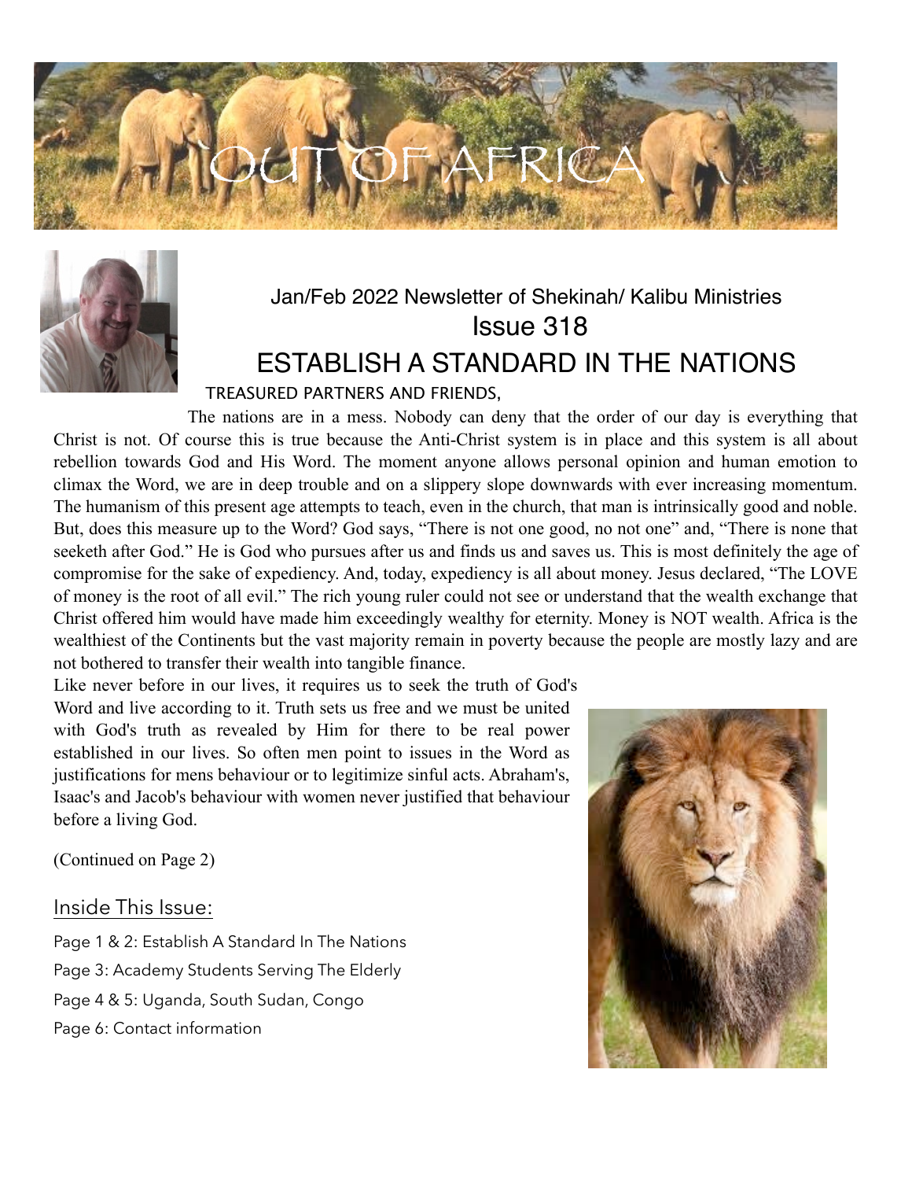# OUT OF AFRICA

Jan/Feb 2022 Newsletter of Shekinah/ Kalibu Ministries

Issue 318

## ESTABLISH A STANDARD IN THE NATIONS

TREASURED PARTNERS AND FRIENDS,

The nations are in a mess. Nobody can deny that the order of our day is everything that Christ is not. Of course this is true because the Anti-Christ system is in place and this system is all about rebellion towards God and His Word. The moment anyone allows personal opinion and human emotion to climax the Word, we are in deep trouble and on a slippery slope downwards with ever increasing momentum. The humanism of this present age attempts to teach, even in the church, that man is intrinsically good and noble. But, does this measure up to the Word? God says, "There is not one good, no not one" and, "There is none that seeketh after God." He is God who pursues after us and finds us and saves us. This is most definitely the age of compromise for the sake of expediency. And, today, expediency is all about money. Jesus declared, "The LOVE of money is the root of all evil." The rich young ruler could not see or understand that the wealth exchange that Christ offered him would have made him exceedingly wealthy for eternity. Money is NOT wealth. Africa is the wealthiest of the Continents but the vast majority remain in poverty because the people are mostly lazy and are not bothered to transfer their wealth into tangible finance.

Like never before in our lives, it requires us to seek the truth of God's Word and live according to it. Truth sets us free and we must be united with God's truth as revealed by Him for there to be real power established in our lives. So often men point to issues in the Word as justifications for mens behaviour or to legitimize sinful acts. Abraham's, Isaac's and Jacob's behaviour with women never justified that behaviour before a living God.

(Continued on Page 2)

### Inside This Issue:

Page 1 & 2: Establish A Standard In The Nations

Page 3: Academy Students Serving The Elderly

Page 4 & 5: Uganda, South Sudan, Congo

Page 6: Contact information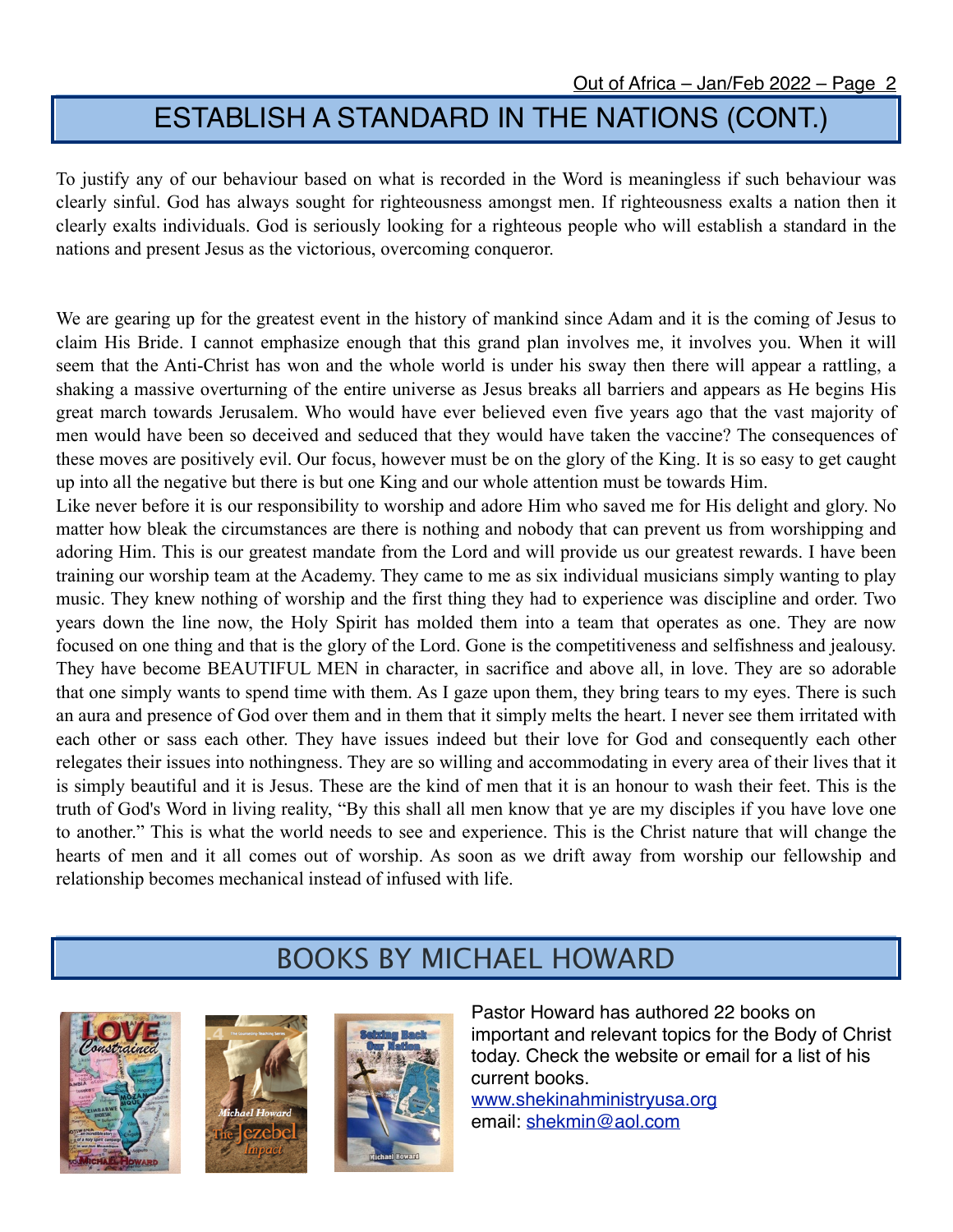## ESTABLISH A STANDARD IN THE NATIONS (CONT.)

To justify any of our behaviour based on what is recorded in the Word is meaningless if such behaviour was clearly sinful. God has always sought for righteousness amongst men. If righteousness exalts a nation then it clearly exalts individuals. God is seriously looking for a righteous people who will establish a standard in the nations and present Jesus as the victorious, overcoming conqueror.

We are gearing up for the greatest event in the history of mankind since Adam and it is the coming of Jesus to claim His Bride. I cannot emphasize enough that this grand plan involves me, it involves you. When it will seem that the Anti-Christ has won and the whole world is under his sway then there will appear a rattling, a shaking a massive overturning of the entire universe as Jesus breaks all barriers and appears as He begins His great march towards Jerusalem. Who would have ever believed even five years ago that the vast majority of men would have been so deceived and seduced that they would have taken the vaccine? The consequences of these moves are positively evil. Our focus, however must be on the glory of the King. It is so easy to get caught up into all the negative but there is but one King and our whole attention must be towards Him.

Like never before it is our responsibility to worship and adore Him who saved me for His delight and glory. No matter how bleak the circumstances are there is nothing and nobody that can prevent us from worshipping and adoring Him. This is our greatest mandate from the Lord and will provide us our greatest rewards. I have been training our worship team at the Academy. They came to me as six individual musicians simply wanting to play music. They knew nothing of worship and the first thing they had to experience was discipline and order. Two years down the line now, the Holy Spirit has molded them into a team that operates as one. They are now focused on one thing and that is the glory of the Lord. Gone is the competitiveness and selfishness and jealousy. They have become BEAUTIFUL MEN in character, in sacrifice and above all, in love. They are so adorable that one simply wants to spend time with them. As I gaze upon them, they bring tears to my eyes. There is such an aura and presence of God over them and in them that it simply melts the heart. I never see them irritated with each other or sass each other. They have issues indeed but their love for God and consequently each other relegates their issues into nothingness. They are so willing and accommodating in every area of their lives that it is simply beautiful and it is Jesus. These are the kind of men that it is an honour to wash their feet. This is the truth of God's Word in living reality, "By this shall all men know that ye are my disciples if you have love one to another." This is what the world needs to see and experience. This is the Christ nature that will change the hearts of men and it all comes out of worship. As soon as we drift away from worship our fellowship and relationship becomes mechanical instead of infused with life.

## BOOKS BY MICHAEL HOWARD

Pastor Howard has authored 22 books on important and relevant topics for the Body of Christ today. Check the website or email for a list of his current books.

www.shekinahministryusa.org

email: shekmin@aol.com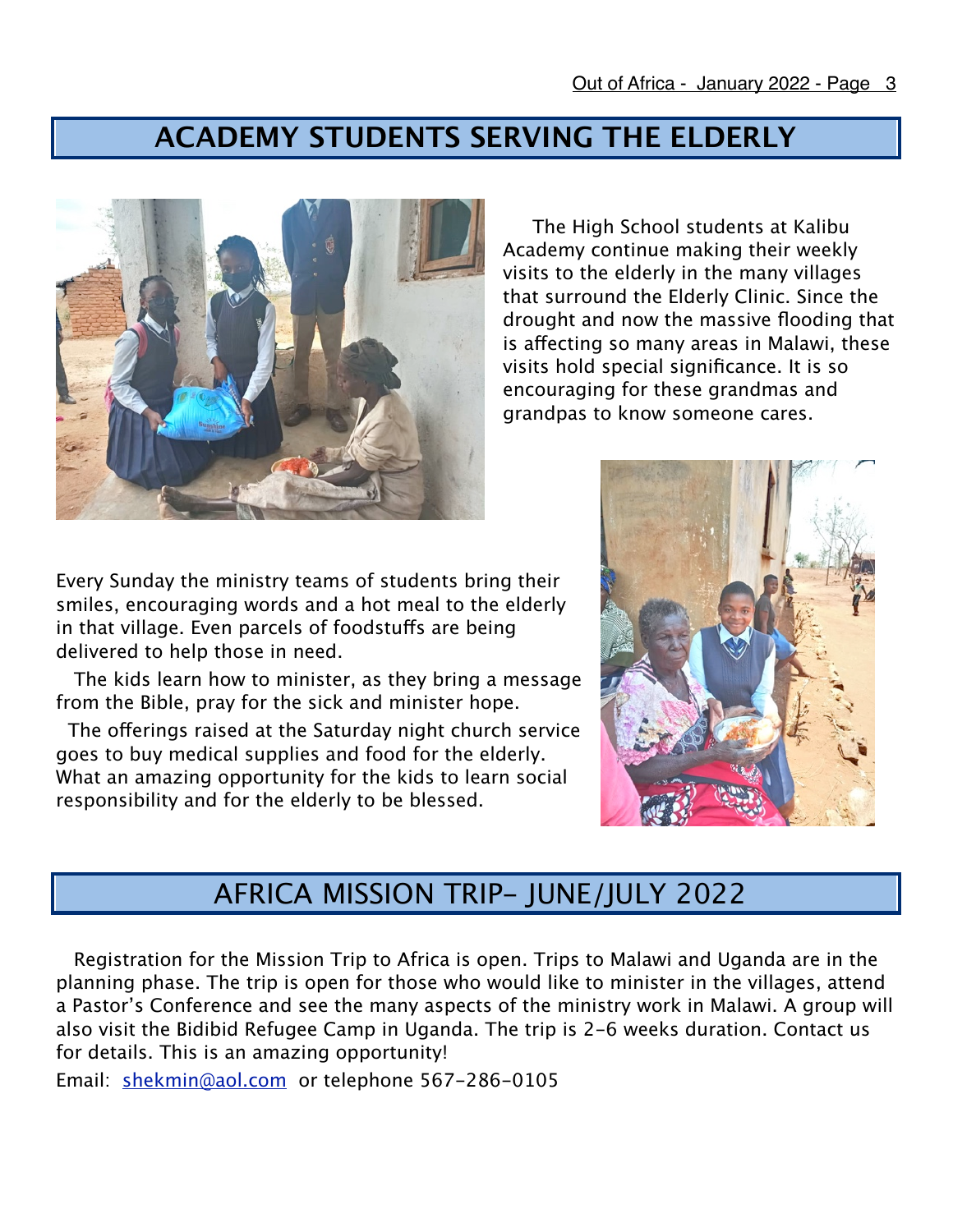## ACADEMY STUDENTS SERVING THE ELDERLY

The High School students at Kalibu Academy continue making their weekly visits to the elderly in the many villages that surround the Elderly Clinic. Since the drought and now the massive flooding that is affecting so many areas in Malawi, these visits hold special significance. It is so encouraging for these grandmas and grandpas to know someone cares.

Every Sunday the ministry teams of students bring their smiles, encouraging words and a hot meal to the elderly in that village. Even parcels of foodstuffs are being delivered to help those in need.

The kids learn how to minister, as they bring a message from the Bible, pray for the sick and minister hope.

The offerings raised at the Saturday night church service goes to buy medical supplies and food for the elderly. What an amazing opportunity for the kids to learn social responsibility and for the elderly to be blessed.

## AFRICA MISSION TRIP- JUNE/JULY 2022

Registration for the Mission Trip to Africa is open. Trips to Malawi and Uganda are in the planning phase. The trip is open for those who would like to minister in the villages, attend a Pastor's Conference and see the many aspects of the ministry work in Malawi. A group will also visit the Bidibid Refugee Camp in Uganda. The trip is 2-6 weeks duration. Contact us for details. This is an amazing opportunity!

Email: shekmin@aol.com or telephone 567-286-0105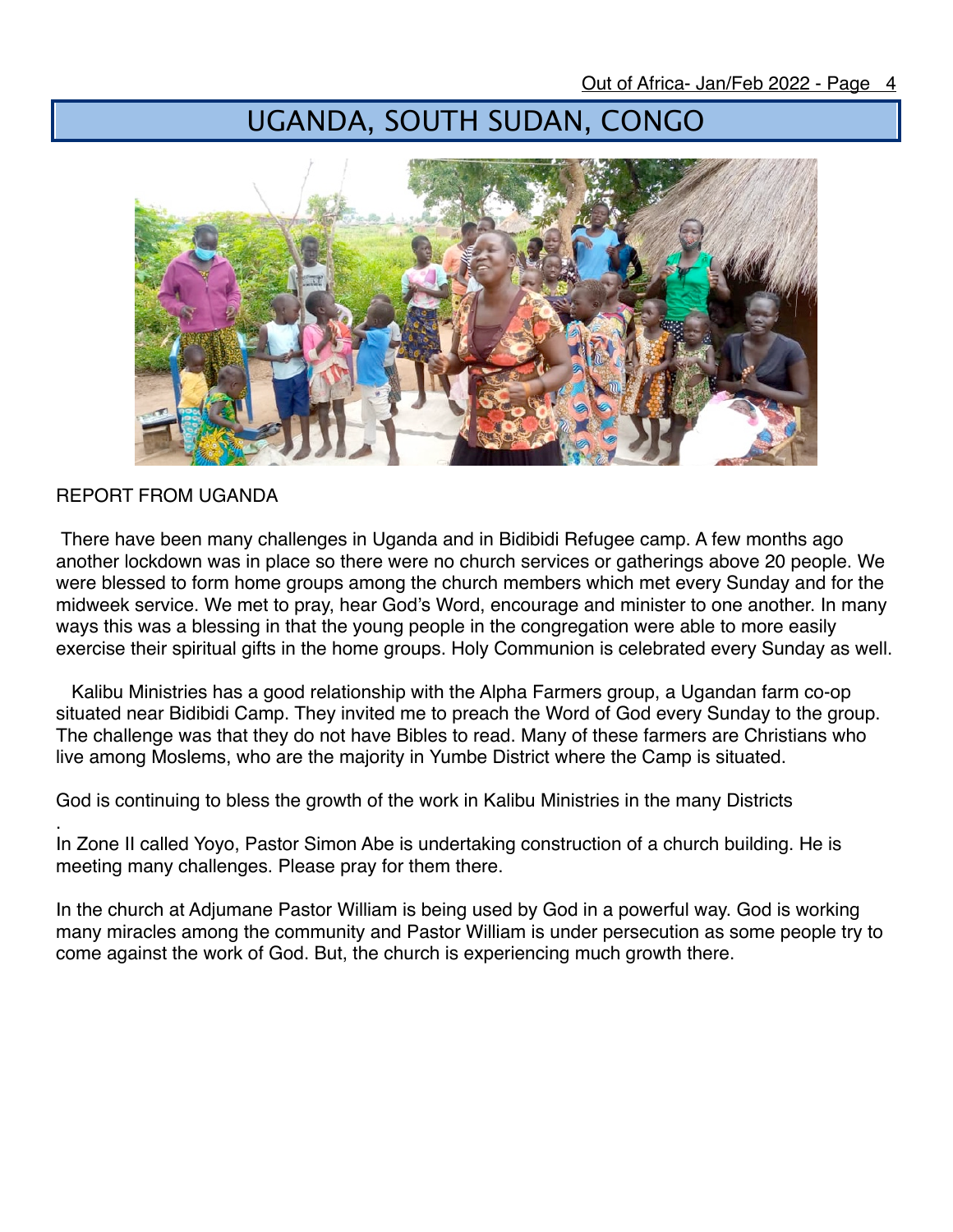# UGANDA, SOUTH SUDAN, CONGO

REPORT FROM UGANDA

There have been many challenges in Uganda and in Bidibidi Refugee camp. A few months ago another lockdown was in place so there were no church services or gatherings above 20 people. We were blessed to form home groups among the church members which met every Sunday and for the midweek service. We met to pray, hear God's Word, encourage and minister to one another. In many ways this was a blessing in that the young people in the congregation were able to more easily exercise their spiritual gifts in the home groups. Holy Communion is celebrated every Sunday as well.

Kalibu Ministries has a good relationship with the Alpha Farmers group, a Ugandan farm co-op situated near Bidibidi Camp. They invited me to preach the Word of God every Sunday to the group. The challenge was that they do not have Bibles to read. Many of these farmers are Christians who live among Moslems, who are the majority in Yumbe District where the Camp is situated.

God is continuing to bless the growth of the work in Kalibu Ministries in the many Districts

In Zone II called Yoyo, Pastor Simon Abe is undertaking construction of a church building. He is meeting many challenges. Please pray for them there.

In the church at Adjumane Pastor William is being used by God in a powerful way. God is working many miracles among the community and Pastor William is under persecution as some people try to come against the work of God. But, the church is experiencing much growth there.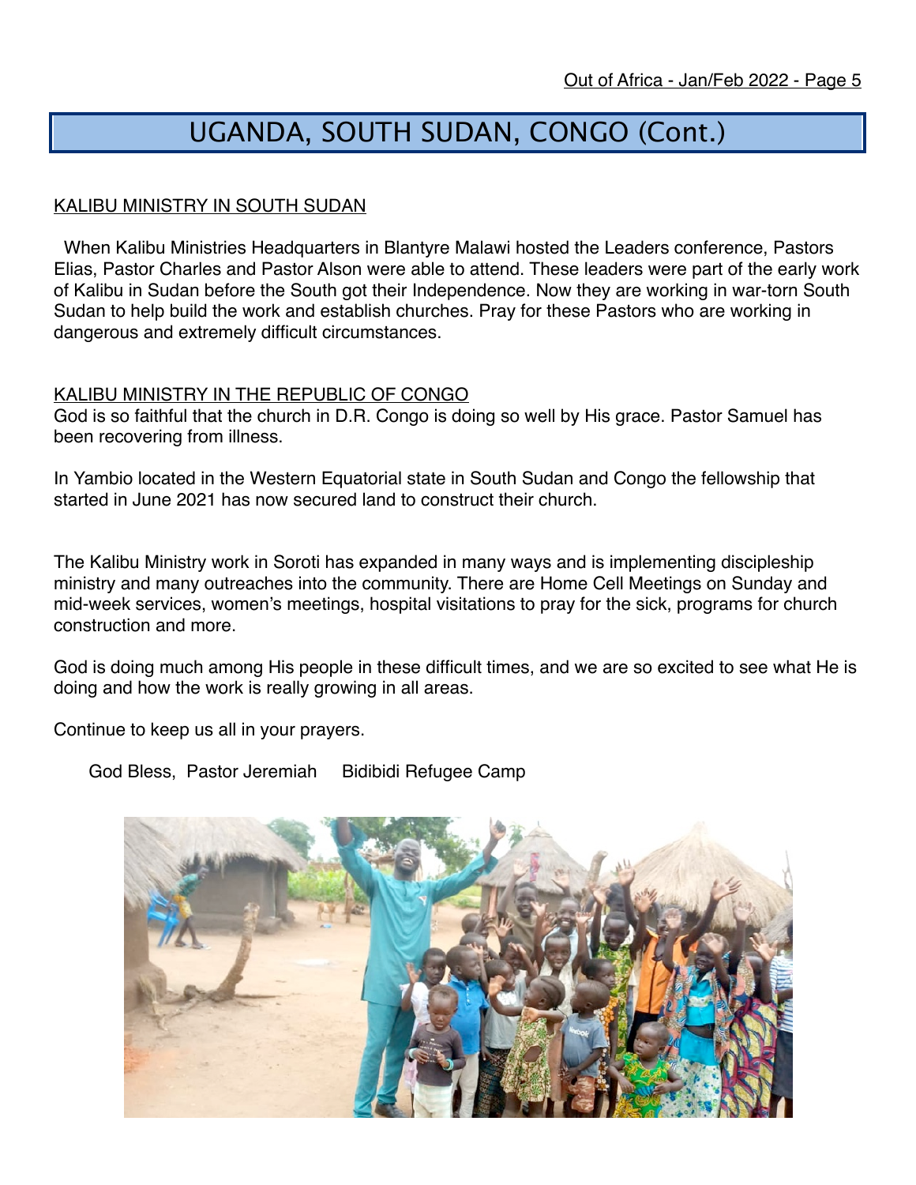# UGANDA, SOUTH SUDAN, CONGO (Cont.)

KALIBU MINISTRY IN SOUTH SUDAN

When Kalibu Ministries Headquarters in Blantyre Malawi hosted the Leaders conference, Pastors Elias, Pastor Charles and Pastor Alson were able to attend. These leaders were part of the early work of Kalibu in Sudan before the South got their Independence. Now they are working in war-torn South Sudan to help build the work and establish churches. Pray for these Pastors who are working in dangerous and extremely difficult circumstances.

KALIBU MINISTRY IN THE REPUBLIC OF CONGO

God is so faithful that the church in D.R. Congo is doing so well by His grace. Pastor Samuel has been recovering from illness.

In Yambio located in the Western Equatorial state in South Sudan and Congo the fellowship that started in June 2021 has now secured land to construct their church.

The Kalibu Ministry work in Soroti has expanded in many ways and is implementing discipleship ministry and many outreaches into the community. There are Home Cell Meetings on Sunday and mid-week services, women's meetings, hospital visitations to pray for the sick, programs for church construction and more.

God is doing much among His people in these difficult times, and we are so excited to see what He is doing and how the work is really growing in all areas.

Continue to keep us all in your prayers.

God Bless, Pastor Jeremiah Bidibidi Refugee Camp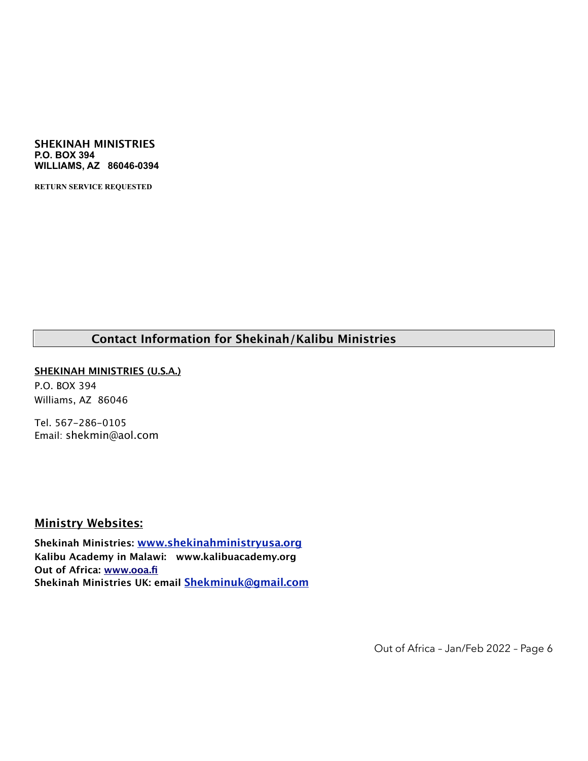**SHEKINAH MINISTRIES**
**P.O. BOX 394**
**WILLIAMS, AZ 86046-0394**

**RETURN SERVICE REQUESTED**

## Contact Information for Shekinah/Kalibu Ministries

**SHEKINAH MINISTRIES (U.S.A.)**

P.O. BOX 394
Williams, AZ 86046

Tel. 567-286-0105
Email: shekmin@aol.com

## Ministry Websites:

**Shekinah Ministries: www.shekinahministryusa.org**
**Kalibu Academy in Malawi: www.kalibuacademy.org**
**Out of Africa: www.ooa.fi**
**Shekinah Ministries UK: email Shekminuk@gmail.com**